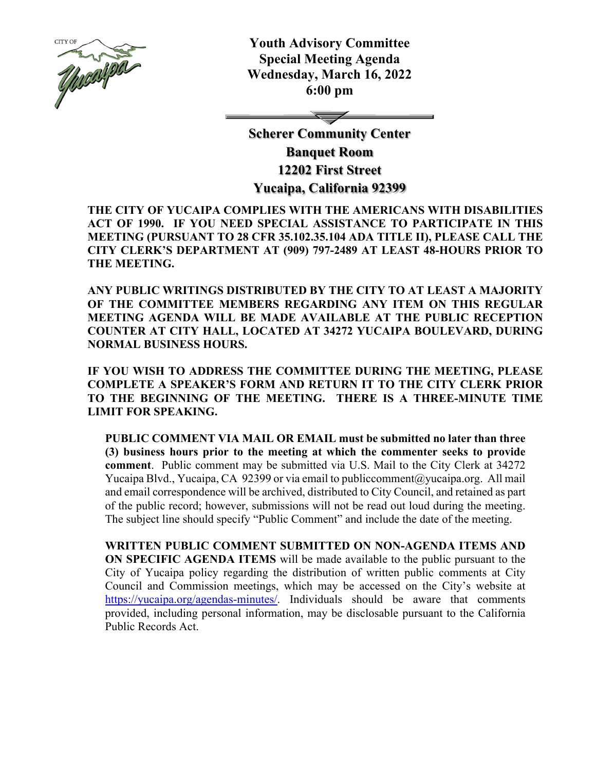# Youth Advisory Committee
## Special Meeting Agenda
## Wednesday, March 16, 2022
## 6:00 pm

**Scherer Community Center**
**Banquet Room**
**12202 First Street**
**Yucaipa, California 92399**

**THE CITY OF YUCAIPA COMPLIES WITH THE AMERICANS WITH DISABILITIES ACT OF 1990. IF YOU NEED SPECIAL ASSISTANCE TO PARTICIPATE IN THIS MEETING (PURSUANT TO 28 CFR 35.102.35.104 ADA TITLE II), PLEASE CALL THE CITY CLERK'S DEPARTMENT AT (909) 797-2489 AT LEAST 48-HOURS PRIOR TO THE MEETING.**

**ANY PUBLIC WRITINGS DISTRIBUTED BY THE CITY TO AT LEAST A MAJORITY OF THE COMMITTEE MEMBERS REGARDING ANY ITEM ON THIS REGULAR MEETING AGENDA WILL BE MADE AVAILABLE AT THE PUBLIC RECEPTION COUNTER AT CITY HALL, LOCATED AT 34272 YUCAIPA BOULEVARD, DURING NORMAL BUSINESS HOURS.**

**IF YOU WISH TO ADDRESS THE COMMITTEE DURING THE MEETING, PLEASE COMPLETE A SPEAKER'S FORM AND RETURN IT TO THE CITY CLERK PRIOR TO THE BEGINNING OF THE MEETING. THERE IS A THREE-MINUTE TIME LIMIT FOR SPEAKING.**

**PUBLIC COMMENT VIA MAIL OR EMAIL must be submitted no later than three (3) business hours prior to the meeting at which the commenter seeks to provide comment**. Public comment may be submitted via U.S. Mail to the City Clerk at 34272 Yucaipa Blvd., Yucaipa, CA 92399 or via email to publiccomment@yucaipa.org. All mail and email correspondence will be archived, distributed to City Council, and retained as part of the public record; however, submissions will not be read out loud during the meeting. The subject line should specify "Public Comment" and include the date of the meeting.

**WRITTEN PUBLIC COMMENT SUBMITTED ON NON-AGENDA ITEMS AND ON SPECIFIC AGENDA ITEMS** will be made available to the public pursuant to the City of Yucaipa policy regarding the distribution of written public comments at City Council and Commission meetings, which may be accessed on the City's website at https://yucaipa.org/agendas-minutes/. Individuals should be aware that comments provided, including personal information, may be disclosable pursuant to the California Public Records Act.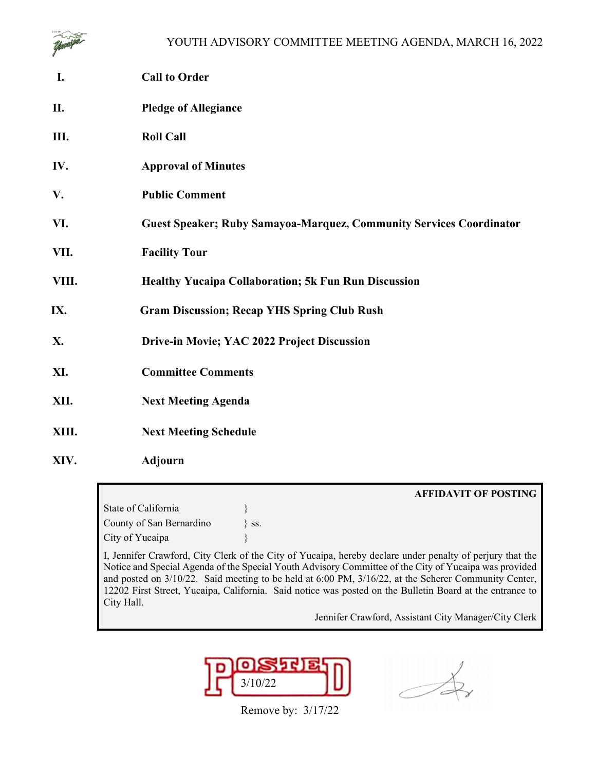# YOUTH ADVISORY COMMITTEE MEETING AGENDA, MARCH 16, 2022

**I.** **Call to Order**

**II.** **Pledge of Allegiance**

**III.** **Roll Call**

**IV.** **Approval of Minutes**

**V.** **Public Comment**

**VI.** **Guest Speaker; Ruby Samayoa-Marquez, Community Services Coordinator**

**VII.** **Facility Tour**

**VIII.** **Healthy Yucaipa Collaboration; 5k Fun Run Discussion**

**IX.** **Gram Discussion; Recap YHS Spring Club Rush**

**X.** **Drive-in Movie; YAC 2022 Project Discussion**

**XI.** **Committee Comments**

**XII.** **Next Meeting Agenda**

**XIII.** **Next Meeting Schedule**

**XIV.** **Adjourn**

**AFFIDAVIT OF POSTING**

State of California }
County of San Bernardino } ss.
City of Yucaipa }

I, Jennifer Crawford, City Clerk of the City of Yucaipa, hereby declare under penalty of perjury that the Notice and Special Agenda of the Special Youth Advisory Committee of the City of Yucaipa was provided and posted on 3/10/22. Said meeting to be held at 6:00 PM, 3/16/22, at the Scherer Community Center, 12202 First Street, Yucaipa, California. Said notice was posted on the Bulletin Board at the entrance to City Hall.

Jennifer Crawford, Assistant City Manager/City Clerk

POSTED 3/10/22

Remove by: 3/17/22